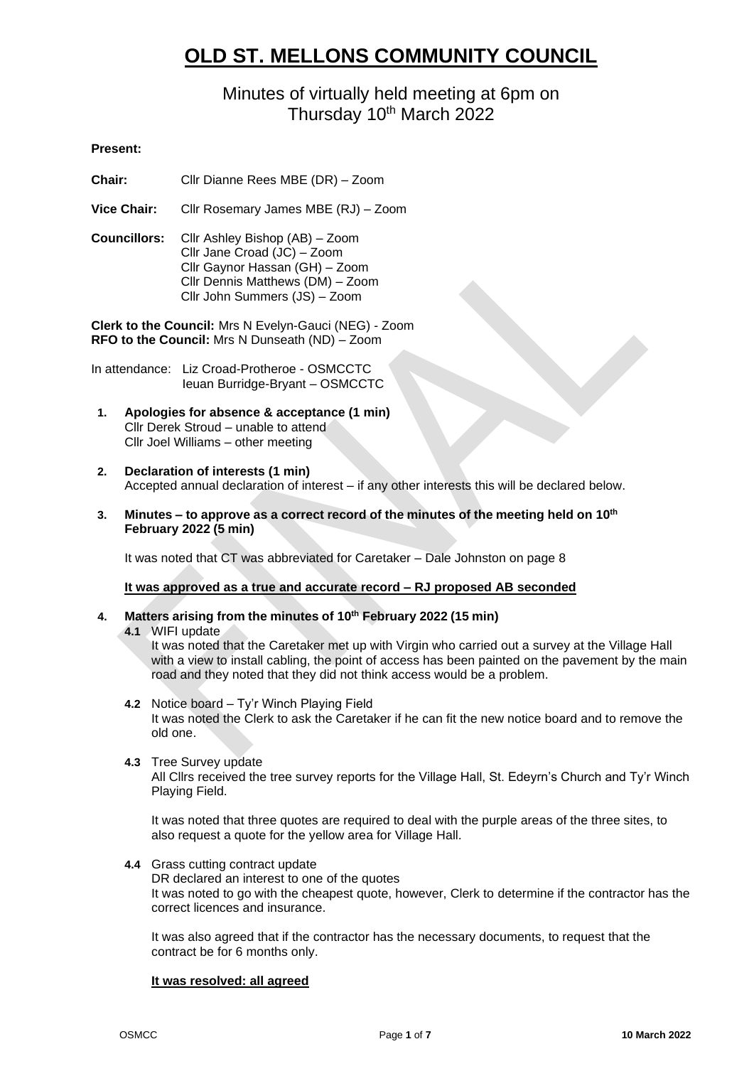# OLD ST. MELLONS COMMUNITY COUNCIL

## Minutes of virtually held meeting at 6pm on Thursday 10th March 2022

**Present:**

**Chair:** Cllr Dianne Rees MBE (DR) – Zoom

**Vice Chair:** Cllr Rosemary James MBE (RJ) – Zoom

**Councillors:** Cllr Ashley Bishop (AB) – Zoom
Cllr Jane Croad (JC) – Zoom
Cllr Gaynor Hassan (GH) – Zoom
Cllr Dennis Matthews (DM) – Zoom
Cllr John Summers (JS) – Zoom

**Clerk to the Council:** Mrs N Evelyn-Gauci (NEG) - Zoom
**RFO to the Council:** Mrs N Dunseath (ND) – Zoom

In attendance: Liz Croad-Protheroe - OSMCCTC
Ieuan Burridge-Bryant – OSMCCTC

1. **Apologies for absence & acceptance (1 min)**
   Cllr Derek Stroud – unable to attend
   Cllr Joel Williams – other meeting

2. **Declaration of interests (1 min)**
   Accepted annual declaration of interest – if any other interests this will be declared below.

3. **Minutes – to approve as a correct record of the minutes of the meeting held on 10th February 2022 (5 min)**

   It was noted that CT was abbreviated for Caretaker – Dale Johnston on page 8

   **It was approved as a true and accurate record – RJ proposed AB seconded**

4. **Matters arising from the minutes of 10th February 2022 (15 min)**

   **4.1** WIFI update
   It was noted that the Caretaker met up with Virgin who carried out a survey at the Village Hall with a view to install cabling, the point of access has been painted on the pavement by the main road and they noted that they did not think access would be a problem.

   **4.2** Notice board – Ty'r Winch Playing Field
   It was noted the Clerk to ask the Caretaker if he can fit the new notice board and to remove the old one.

   **4.3** Tree Survey update
   All Cllrs received the tree survey reports for the Village Hall, St. Edeyrn's Church and Ty'r Winch Playing Field.

   It was noted that three quotes are required to deal with the purple areas of the three sites, to also request a quote for the yellow area for Village Hall.

   **4.4** Grass cutting contract update
   DR declared an interest to one of the quotes
   It was noted to go with the cheapest quote, however, Clerk to determine if the contractor has the correct licences and insurance.

   It was also agreed that if the contractor has the necessary documents, to request that the contract be for 6 months only.

   **It was resolved: all agreed**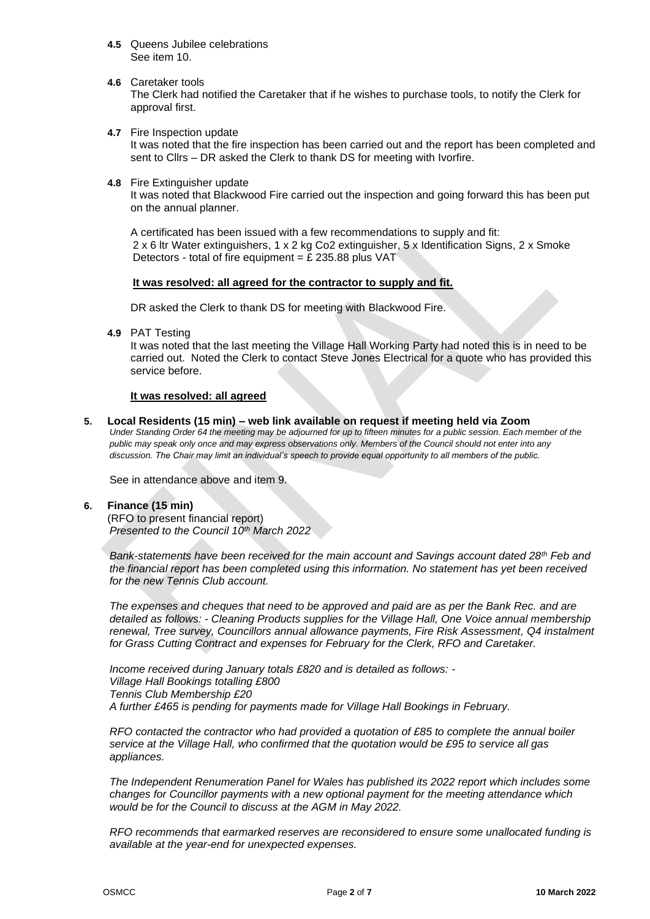**4.5** Queens Jubilee celebrations
See item 10.

**4.6** Caretaker tools
The Clerk had notified the Caretaker that if he wishes to purchase tools, to notify the Clerk for approval first.

**4.7** Fire Inspection update
It was noted that the fire inspection has been carried out and the report has been completed and sent to Cllrs – DR asked the Clerk to thank DS for meeting with Ivorfire.

**4.8** Fire Extinguisher update
It was noted that Blackwood Fire carried out the inspection and going forward this has been put on the annual planner.

A certificated has been issued with a few recommendations to supply and fit:
2 x 6 ltr Water extinguishers, 1 x 2 kg Co2 extinguisher, 5 x Identification Signs, 2 x Smoke Detectors - total of fire equipment = £ 235.88 plus VAT

**<u>It was resolved: all agreed for the contractor to supply and fit.</u>**

DR asked the Clerk to thank DS for meeting with Blackwood Fire.

**4.9** PAT Testing
It was noted that the last meeting the Village Hall Working Party had noted this is in need to be carried out. Noted the Clerk to contact Steve Jones Electrical for a quote who has provided this service before.

**<u>It was resolved: all agreed</u>**

**5. Local Residents (15 min) – web link available on request if meeting held via Zoom**

*Under Standing Order 64 the meeting may be adjourned for up to fifteen minutes for a public session. Each member of the public may speak only once and may express observations only. Members of the Council should not enter into any discussion. The Chair may limit an individual's speech to provide equal opportunity to all members of the public.*

See in attendance above and item 9.

**6. Finance (15 min)**

(RFO to present financial report)
*Presented to the Council 10th March 2022*

*Bank-statements have been received for the main account and Savings account dated 28th Feb and the financial report has been completed using this information. No statement has yet been received for the new Tennis Club account.*

*The expenses and cheques that need to be approved and paid are as per the Bank Rec. and are detailed as follows: - Cleaning Products supplies for the Village Hall, One Voice annual membership renewal, Tree survey, Councillors annual allowance payments, Fire Risk Assessment, Q4 instalment for Grass Cutting Contract and expenses for February for the Clerk, RFO and Caretaker.*

*Income received during January totals £820 and is detailed as follows: -*
*Village Hall Bookings totalling £800*
*Tennis Club Membership £20*
*A further £465 is pending for payments made for Village Hall Bookings in February.*

*RFO contacted the contractor who had provided a quotation of £85 to complete the annual boiler service at the Village Hall, who confirmed that the quotation would be £95 to service all gas appliances.*

*The Independent Renumeration Panel for Wales has published its 2022 report which includes some changes for Councillor payments with a new optional payment for the meeting attendance which would be for the Council to discuss at the AGM in May 2022.*

*RFO recommends that earmarked reserves are reconsidered to ensure some unallocated funding is available at the year-end for unexpected expenses.*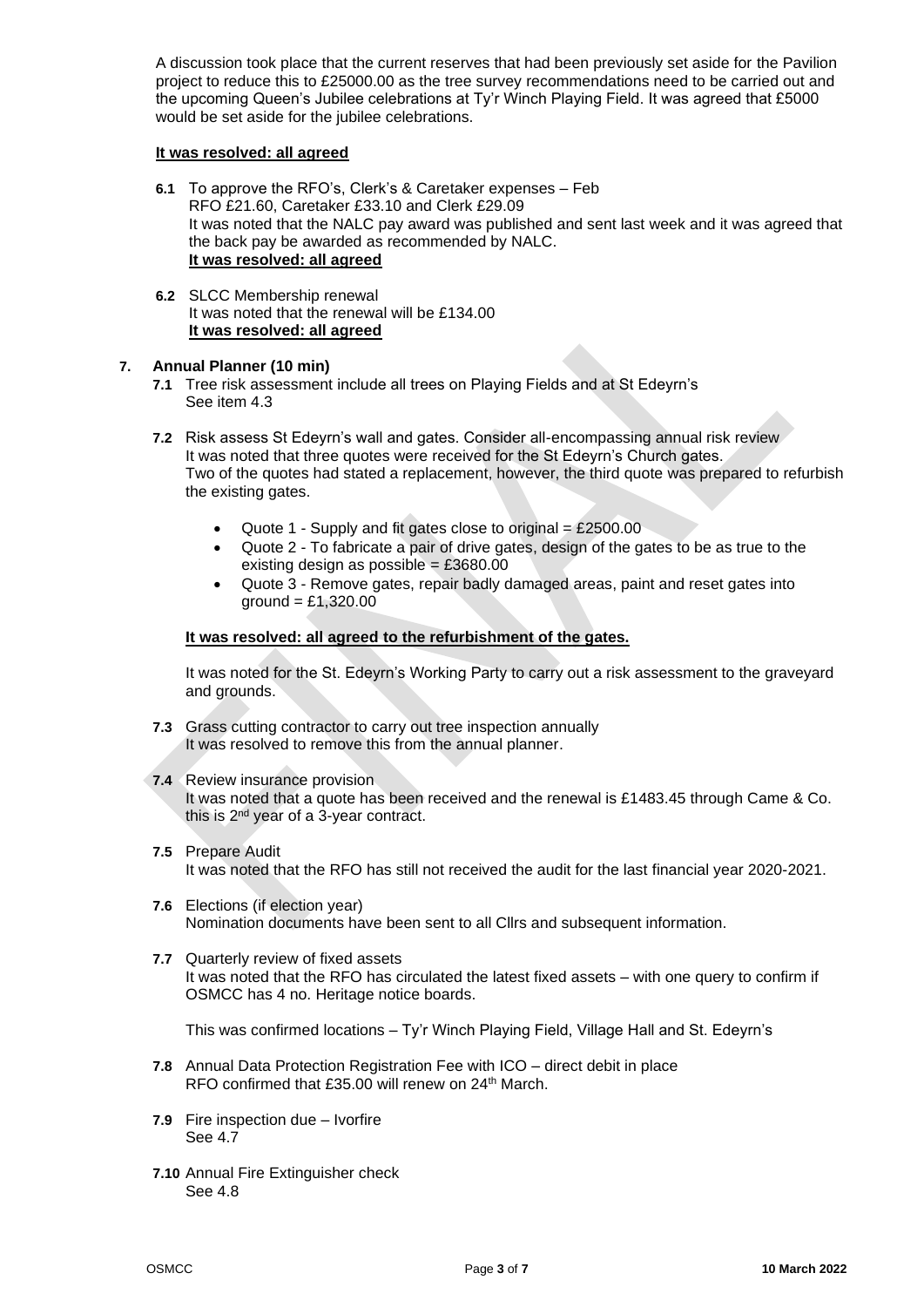A discussion took place that the current reserves that had been previously set aside for the Pavilion project to reduce this to £25000.00 as the tree survey recommendations need to be carried out and the upcoming Queen's Jubilee celebrations at Ty'r Winch Playing Field. It was agreed that £5000 would be set aside for the jubilee celebrations.

**It was resolved: all agreed**

**6.1** To approve the RFO's, Clerk's & Caretaker expenses – Feb
RFO £21.60, Caretaker £33.10 and Clerk £29.09
It was noted that the NALC pay award was published and sent last week and it was agreed that the back pay be awarded as recommended by NALC.
**It was resolved: all agreed**

**6.2** SLCC Membership renewal
It was noted that the renewal will be £134.00
**It was resolved: all agreed**

## 7. Annual Planner (10 min)

**7.1** Tree risk assessment include all trees on Playing Fields and at St Edeyrn's
See item 4.3

**7.2** Risk assess St Edeyrn's wall and gates. Consider all-encompassing annual risk review
It was noted that three quotes were received for the St Edeyrn's Church gates.
Two of the quotes had stated a replacement, however, the third quote was prepared to refurbish the existing gates.

- Quote 1 - Supply and fit gates close to original = £2500.00
- Quote 2 - To fabricate a pair of drive gates, design of the gates to be as true to the existing design as possible = £3680.00
- Quote 3 - Remove gates, repair badly damaged areas, paint and reset gates into ground = £1,320.00

**It was resolved: all agreed to the refurbishment of the gates.**

It was noted for the St. Edeyrn's Working Party to carry out a risk assessment to the graveyard and grounds.

**7.3** Grass cutting contractor to carry out tree inspection annually
It was resolved to remove this from the annual planner.

**7.4** Review insurance provision
It was noted that a quote has been received and the renewal is £1483.45 through Came & Co. this is 2nd year of a 3-year contract.

**7.5** Prepare Audit
It was noted that the RFO has still not received the audit for the last financial year 2020-2021.

**7.6** Elections (if election year)
Nomination documents have been sent to all Cllrs and subsequent information.

**7.7** Quarterly review of fixed assets
It was noted that the RFO has circulated the latest fixed assets – with one query to confirm if OSMCC has 4 no. Heritage notice boards.

This was confirmed locations – Ty'r Winch Playing Field, Village Hall and St. Edeyrn's

**7.8** Annual Data Protection Registration Fee with ICO – direct debit in place
RFO confirmed that £35.00 will renew on 24th March.

**7.9** Fire inspection due – Ivorfire
See 4.7

**7.10** Annual Fire Extinguisher check
See 4.8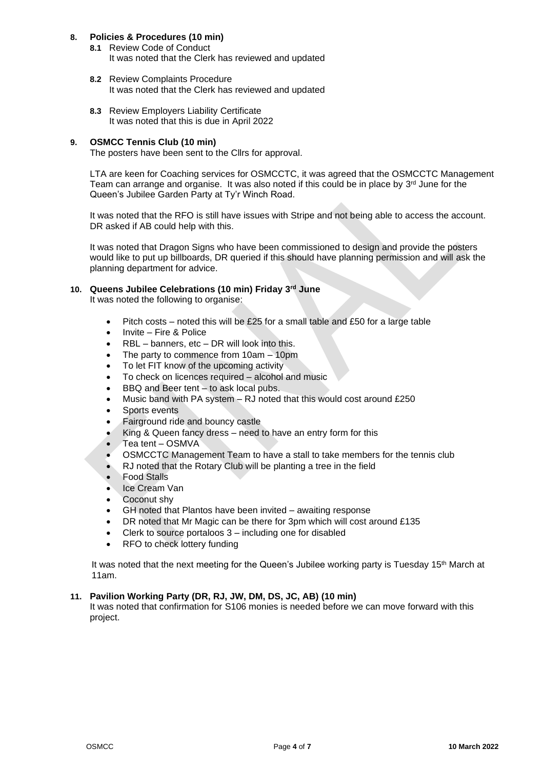**8. Policies & Procedures (10 min)**

**8.1** Review Code of Conduct
It was noted that the Clerk has reviewed and updated

**8.2** Review Complaints Procedure
It was noted that the Clerk has reviewed and updated

**8.3** Review Employers Liability Certificate
It was noted that this is due in April 2022

**9. OSMCC Tennis Club (10 min)**

The posters have been sent to the Cllrs for approval.

LTA are keen for Coaching services for OSMCCTC, it was agreed that the OSMCCTC Management Team can arrange and organise. It was also noted if this could be in place by 3rd June for the Queen's Jubilee Garden Party at Ty'r Winch Road.

It was noted that the RFO is still have issues with Stripe and not being able to access the account. DR asked if AB could help with this.

It was noted that Dragon Signs who have been commissioned to design and provide the posters would like to put up billboards, DR queried if this should have planning permission and will ask the planning department for advice.

**10. Queens Jubilee Celebrations (10 min) Friday 3rd June**

It was noted the following to organise:

- Pitch costs – noted this will be £25 for a small table and £50 for a large table
- Invite – Fire & Police
- RBL – banners, etc – DR will look into this.
- The party to commence from 10am – 10pm
- To let FIT know of the upcoming activity
- To check on licences required – alcohol and music
- BBQ and Beer tent – to ask local pubs.
- Music band with PA system – RJ noted that this would cost around £250
- Sports events
- Fairground ride and bouncy castle
- King & Queen fancy dress – need to have an entry form for this
- Tea tent – OSMVA
- OSMCCTC Management Team to have a stall to take members for the tennis club
- RJ noted that the Rotary Club will be planting a tree in the field
- Food Stalls
- Ice Cream Van
- Coconut shy
- GH noted that Plantos have been invited – awaiting response
- DR noted that Mr Magic can be there for 3pm which will cost around £135
- Clerk to source portaloos 3 – including one for disabled
- RFO to check lottery funding

It was noted that the next meeting for the Queen's Jubilee working party is Tuesday 15th March at 11am.

**11. Pavilion Working Party (DR, RJ, JW, DM, DS, JC, AB) (10 min)**

It was noted that confirmation for S106 monies is needed before we can move forward with this project.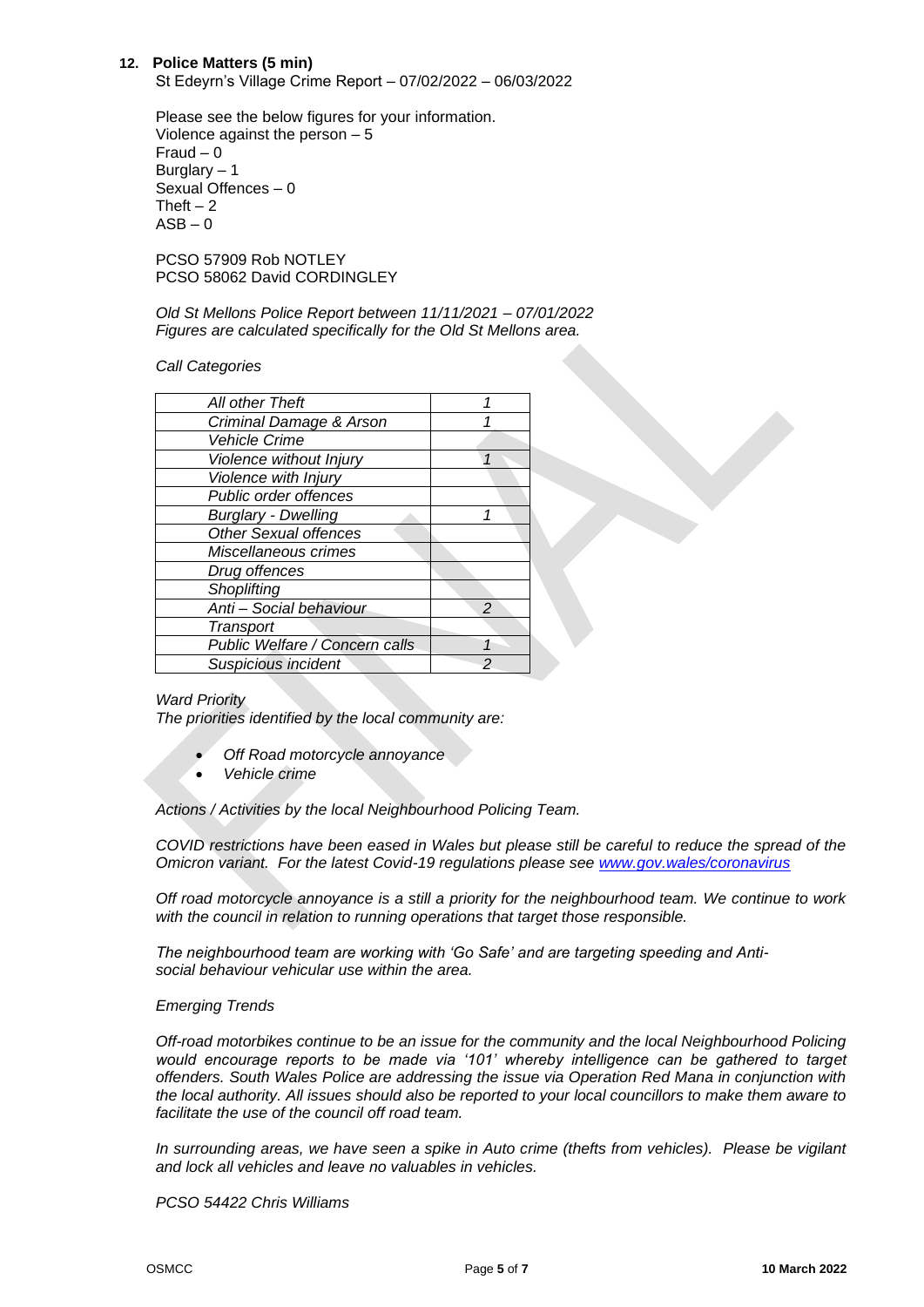**12. Police Matters (5 min)**

St Edeyrn's Village Crime Report – 07/02/2022 – 06/03/2022

Please see the below figures for your information.
Violence against the person – 5
Fraud – 0
Burglary – 1
Sexual Offences – 0
Theft – 2
ASB – 0

PCSO 57909 Rob NOTLEY
PCSO 58062 David CORDINGLEY

*Old St Mellons Police Report between 11/11/2021 – 07/01/2022*
*Figures are calculated specifically for the Old St Mellons area.*

*Call Categories*

| | |
|---|---|
| *All other Theft* | *1* |
| *Criminal Damage & Arson* | *1* |
| *Vehicle Crime* | |
| *Violence without Injury* | *1* |
| *Violence with Injury* | |
| *Public order offences* | |
| *Burglary - Dwelling* | *1* |
| *Other Sexual offences* | |
| *Miscellaneous crimes* | |
| *Drug offences* | |
| *Shoplifting* | |
| *Anti – Social behaviour* | *2* |
| *Transport* | |
| *Public Welfare / Concern calls* | *1* |
| *Suspicious incident* | *2* |

*Ward Priority*
*The priorities identified by the local community are:*

- *Off Road motorcycle annoyance*
- *Vehicle crime*

*Actions / Activities by the local Neighbourhood Policing Team.*

*COVID restrictions have been eased in Wales but please still be careful to reduce the spread of the Omicron variant. For the latest Covid-19 regulations please see www.gov.wales/coronavirus*

*Off road motorcycle annoyance is a still a priority for the neighbourhood team. We continue to work with the council in relation to running operations that target those responsible.*

*The neighbourhood team are working with 'Go Safe' and are targeting speeding and Anti-social behaviour vehicular use within the area.*

*Emerging Trends*

*Off-road motorbikes continue to be an issue for the community and the local Neighbourhood Policing would encourage reports to be made via '101' whereby intelligence can be gathered to target offenders. South Wales Police are addressing the issue via Operation Red Mana in conjunction with the local authority. All issues should also be reported to your local councillors to make them aware to facilitate the use of the council off road team.*

*In surrounding areas, we have seen a spike in Auto crime (thefts from vehicles). Please be vigilant and lock all vehicles and leave no valuables in vehicles.*

*PCSO 54422 Chris Williams*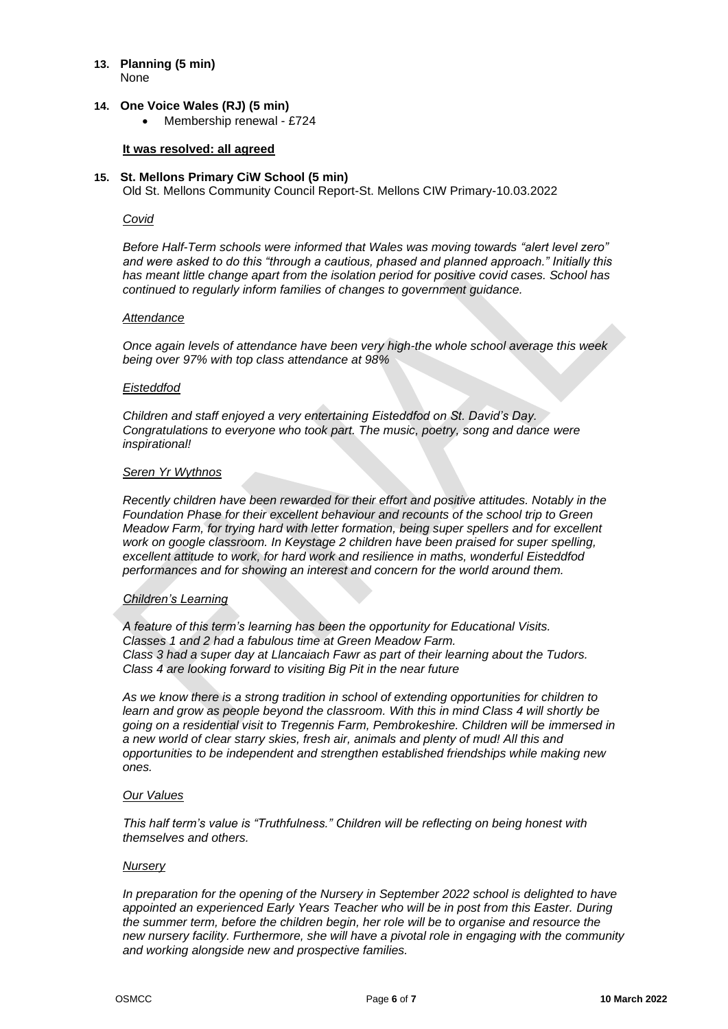**13. Planning (5 min)**
None

**14. One Voice Wales (RJ) (5 min)**

- Membership renewal - £724

**It was resolved: all agreed**

**15. St. Mellons Primary CiW School (5 min)**
Old St. Mellons Community Council Report-St. Mellons CIW Primary-10.03.2022

*Covid*

*Before Half-Term schools were informed that Wales was moving towards "alert level zero" and were asked to do this "through a cautious, phased and planned approach." Initially this has meant little change apart from the isolation period for positive covid cases. School has continued to regularly inform families of changes to government guidance.*

*Attendance*

*Once again levels of attendance have been very high-the whole school average this week being over 97% with top class attendance at 98%*

*Eisteddfod*

*Children and staff enjoyed a very entertaining Eisteddfod on St. David's Day. Congratulations to everyone who took part. The music, poetry, song and dance were inspirational!*

*Seren Yr Wythnos*

*Recently children have been rewarded for their effort and positive attitudes. Notably in the Foundation Phase for their excellent behaviour and recounts of the school trip to Green Meadow Farm, for trying hard with letter formation, being super spellers and for excellent work on google classroom. In Keystage 2 children have been praised for super spelling, excellent attitude to work, for hard work and resilience in maths, wonderful Eisteddfod performances and for showing an interest and concern for the world around them.*

*Children's Learning*

*A feature of this term's learning has been the opportunity for Educational Visits.*
*Classes 1 and 2 had a fabulous time at Green Meadow Farm.*
*Class 3 had a super day at Llancaiach Fawr as part of their learning about the Tudors.*
*Class 4 are looking forward to visiting Big Pit in the near future*

*As we know there is a strong tradition in school of extending opportunities for children to learn and grow as people beyond the classroom. With this in mind Class 4 will shortly be going on a residential visit to Tregennis Farm, Pembrokeshire. Children will be immersed in a new world of clear starry skies, fresh air, animals and plenty of mud! All this and opportunities to be independent and strengthen established friendships while making new ones.*

*Our Values*

*This half term's value is "Truthfulness." Children will be reflecting on being honest with themselves and others.*

*Nursery*

*In preparation for the opening of the Nursery in September 2022 school is delighted to have appointed an experienced Early Years Teacher who will be in post from this Easter. During the summer term, before the children begin, her role will be to organise and resource the new nursery facility. Furthermore, she will have a pivotal role in engaging with the community and working alongside new and prospective families.*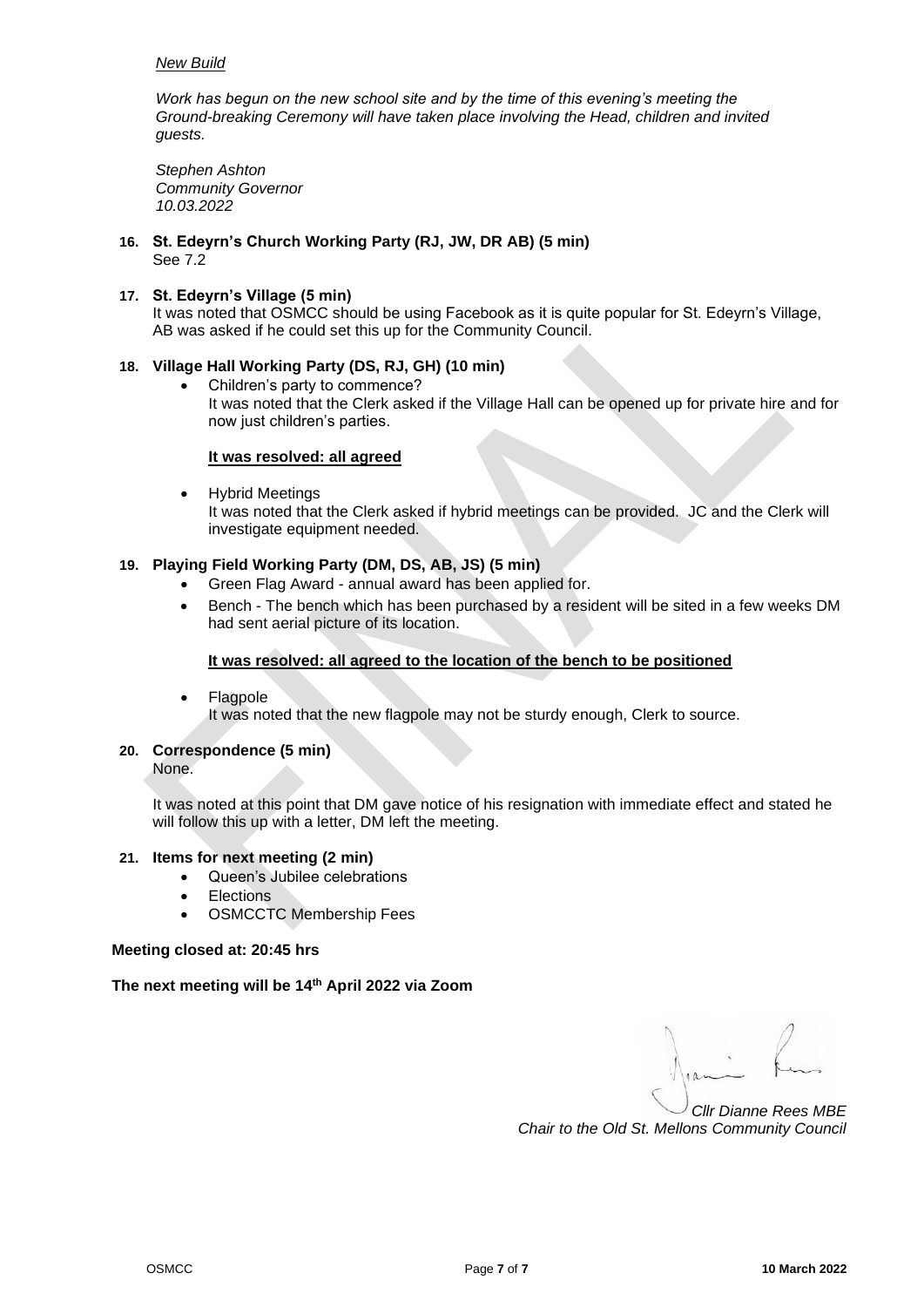*New Build*

*Work has begun on the new school site and by the time of this evening's meeting the Ground-breaking Ceremony will have taken place involving the Head, children and invited guests.*

*Stephen Ashton*
*Community Governor*
*10.03.2022*

**16. St. Edeyrn's Church Working Party (RJ, JW, DR AB) (5 min)**
See 7.2

**17. St. Edeyrn's Village (5 min)**
It was noted that OSMCC should be using Facebook as it is quite popular for St. Edeyrn's Village, AB was asked if he could set this up for the Community Council.

**18. Village Hall Working Party (DS, RJ, GH) (10 min)**

- Children's party to commence?
  It was noted that the Clerk asked if the Village Hall can be opened up for private hire and for now just children's parties.

  **It was resolved: all agreed**

- Hybrid Meetings
  It was noted that the Clerk asked if hybrid meetings can be provided. JC and the Clerk will investigate equipment needed.

**19. Playing Field Working Party (DM, DS, AB, JS) (5 min)**

- Green Flag Award - annual award has been applied for.
- Bench - The bench which has been purchased by a resident will be sited in a few weeks DM had sent aerial picture of its location.

  **It was resolved: all agreed to the location of the bench to be positioned**

- Flagpole
  It was noted that the new flagpole may not be sturdy enough, Clerk to source.

**20. Correspondence (5 min)**
None.

It was noted at this point that DM gave notice of his resignation with immediate effect and stated he will follow this up with a letter, DM left the meeting.

**21. Items for next meeting (2 min)**

- Queen's Jubilee celebrations
- Elections
- OSMCCTC Membership Fees

**Meeting closed at: 20:45 hrs**

**The next meeting will be 14th April 2022 via Zoom**

*Cllr Dianne Rees MBE*
*Chair to the Old St. Mellons Community Council*